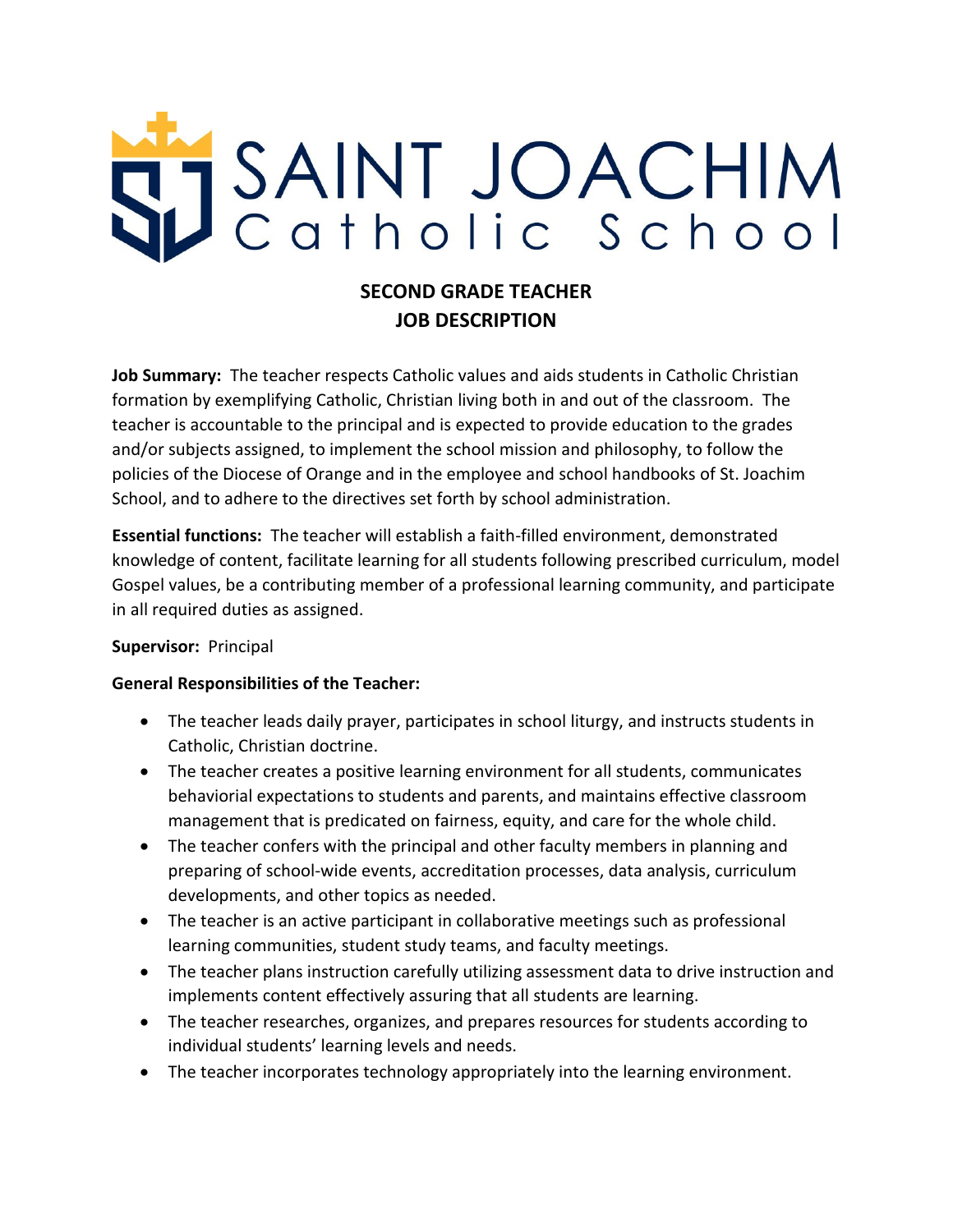# SAINT JOACHIM Catholic School

## SECOND GRADE TEACHER
## JOB DESCRIPTION

**Job Summary:** The teacher respects Catholic values and aids students in Catholic Christian formation by exemplifying Catholic, Christian living both in and out of the classroom. The teacher is accountable to the principal and is expected to provide education to the grades and/or subjects assigned, to implement the school mission and philosophy, to follow the policies of the Diocese of Orange and in the employee and school handbooks of St. Joachim School, and to adhere to the directives set forth by school administration.

**Essential functions:** The teacher will establish a faith-filled environment, demonstrated knowledge of content, facilitate learning for all students following prescribed curriculum, model Gospel values, be a contributing member of a professional learning community, and participate in all required duties as assigned.

**Supervisor:** Principal

**General Responsibilities of the Teacher:**

- The teacher leads daily prayer, participates in school liturgy, and instructs students in Catholic, Christian doctrine.
- The teacher creates a positive learning environment for all students, communicates behaviorial expectations to students and parents, and maintains effective classroom management that is predicated on fairness, equity, and care for the whole child.
- The teacher confers with the principal and other faculty members in planning and preparing of school-wide events, accreditation processes, data analysis, curriculum developments, and other topics as needed.
- The teacher is an active participant in collaborative meetings such as professional learning communities, student study teams, and faculty meetings.
- The teacher plans instruction carefully utilizing assessment data to drive instruction and implements content effectively assuring that all students are learning.
- The teacher researches, organizes, and prepares resources for students according to individual students' learning levels and needs.
- The teacher incorporates technology appropriately into the learning environment.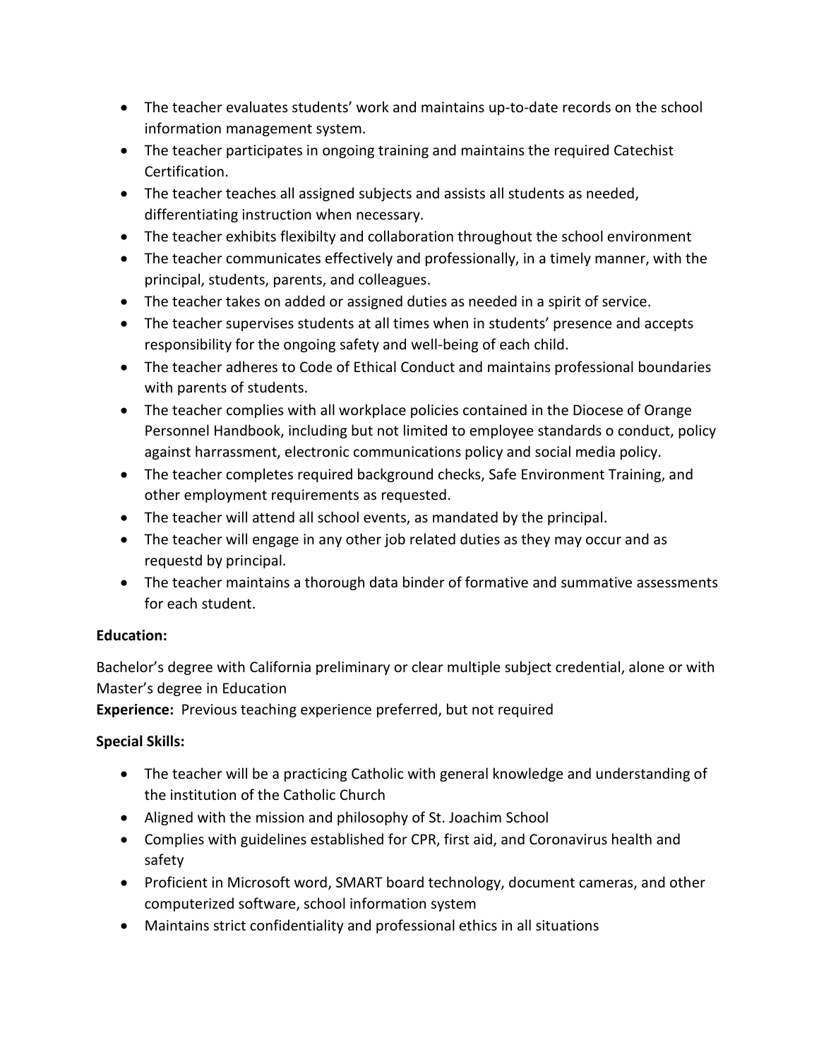- The teacher evaluates students' work and maintains up-to-date records on the school information management system.
- The teacher participates in ongoing training and maintains the required Catechist Certification.
- The teacher teaches all assigned subjects and assists all students as needed, differentiating instruction when necessary.
- The teacher exhibits flexibilty and collaboration throughout the school environment
- The teacher communicates effectively and professionally, in a timely manner, with the principal, students, parents, and colleagues.
- The teacher takes on added or assigned duties as needed in a spirit of service.
- The teacher supervises students at all times when in students' presence and accepts responsibility for the ongoing safety and well-being of each child.
- The teacher adheres to Code of Ethical Conduct and maintains professional boundaries with parents of students.
- The teacher complies with all workplace policies contained in the Diocese of Orange Personnel Handbook, including but not limited to employee standards o conduct, policy against harrassment, electronic communications policy and social media policy.
- The teacher completes required background checks, Safe Environment Training, and other employment requirements as requested.
- The teacher will attend all school events, as mandated by the principal.
- The teacher will engage in any other job related duties as they may occur and as requestd by principal.
- The teacher maintains a thorough data binder of formative and summative assessments for each student.

**Education:**

Bachelor's degree with California preliminary or clear multiple subject credential, alone or with Master's degree in Education

**Experience:** Previous teaching experience preferred, but not required

**Special Skills:**

- The teacher will be a practicing Catholic with general knowledge and understanding of the institution of the Catholic Church
- Aligned with the mission and philosophy of St. Joachim School
- Complies with guidelines established for CPR, first aid, and Coronavirus health and safety
- Proficient in Microsoft word, SMART board technology, document cameras, and other computerized software, school information system
- Maintains strict confidentiality and professional ethics in all situations